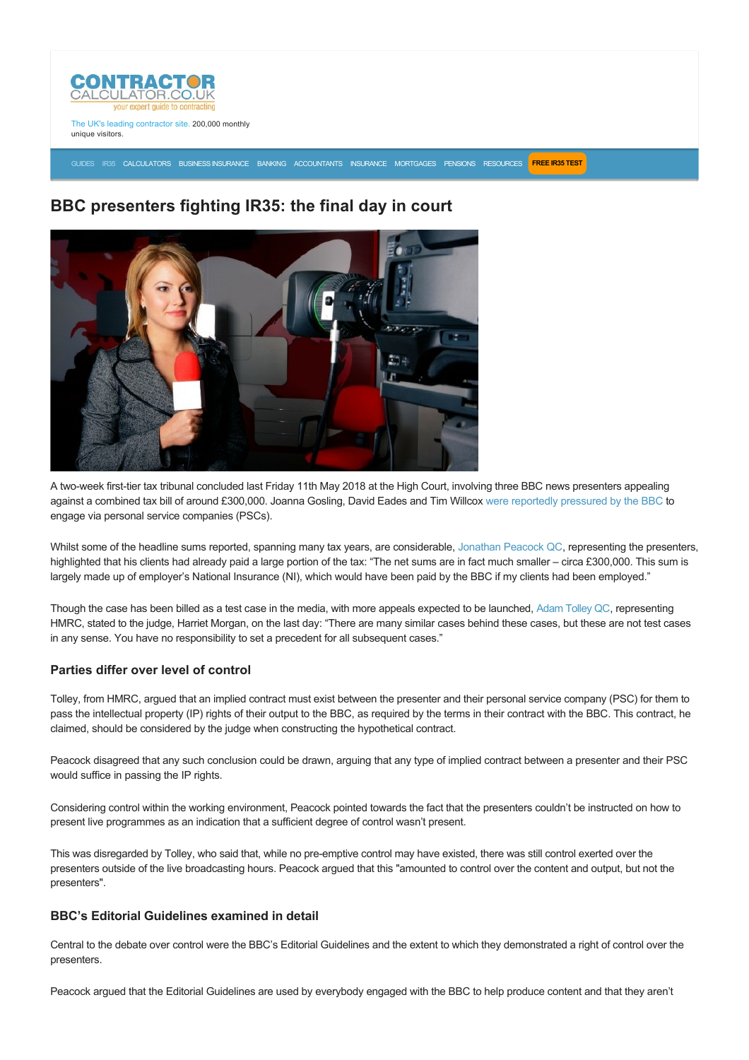CONTRACTOR CALCULATOR.CO.UK
your expert guide to contracting

The UK's leading contractor site. 200,000 monthly unique visitors.

GUIDES IR35 CALCULATORS BUSINESS INSURANCE BANKING ACCOUNTANTS INSURANCE MORTGAGES PENSIONS RESOURCES FREE IR35 TEST

# BBC presenters fighting IR35: the final day in court

A two-week first-tier tax tribunal concluded last Friday 11th May 2018 at the High Court, involving three BBC news presenters appealing against a combined tax bill of around £300,000. Joanna Gosling, David Eades and Tim Willcox were reportedly pressured by the BBC to engage via personal service companies (PSCs).

Whilst some of the headline sums reported, spanning many tax years, are considerable, Jonathan Peacock QC, representing the presenters, highlighted that his clients had already paid a large portion of the tax: "The net sums are in fact much smaller – circa £300,000. This sum is largely made up of employer's National Insurance (NI), which would have been paid by the BBC if my clients had been employed."

Though the case has been billed as a test case in the media, with more appeals expected to be launched, Adam Tolley QC, representing HMRC, stated to the judge, Harriet Morgan, on the last day: "There are many similar cases behind these cases, but these are not test cases in any sense. You have no responsibility to set a precedent for all subsequent cases."

### Parties differ over level of control

Tolley, from HMRC, argued that an implied contract must exist between the presenter and their personal service company (PSC) for them to pass the intellectual property (IP) rights of their output to the BBC, as required by the terms in their contract with the BBC. This contract, he claimed, should be considered by the judge when constructing the hypothetical contract.

Peacock disagreed that any such conclusion could be drawn, arguing that any type of implied contract between a presenter and their PSC would suffice in passing the IP rights.

Considering control within the working environment, Peacock pointed towards the fact that the presenters couldn't be instructed on how to present live programmes as an indication that a sufficient degree of control wasn't present.

This was disregarded by Tolley, who said that, while no pre-emptive control may have existed, there was still control exerted over the presenters outside of the live broadcasting hours. Peacock argued that this "amounted to control over the content and output, but not the presenters".

### BBC's Editorial Guidelines examined in detail

Central to the debate over control were the BBC's Editorial Guidelines and the extent to which they demonstrated a right of control over the presenters.

Peacock argued that the Editorial Guidelines are used by everybody engaged with the BBC to help produce content and that they aren't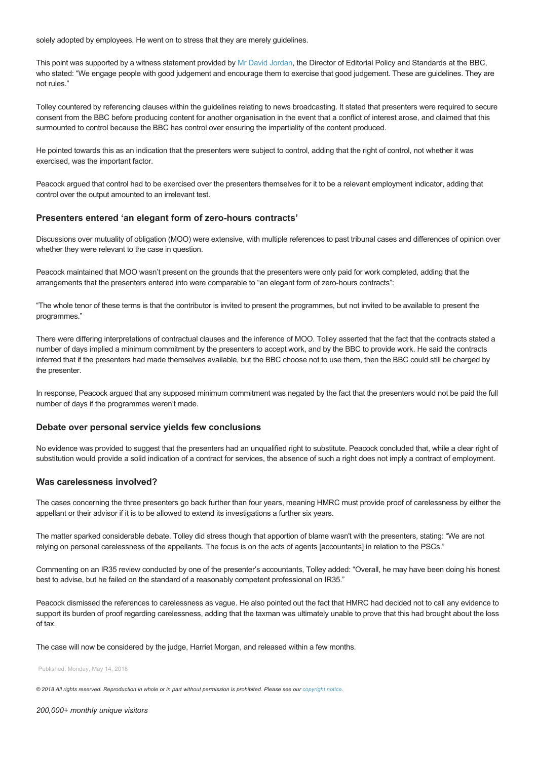solely adopted by employees. He went on to stress that they are merely guidelines.

This point was supported by a witness statement provided by Mr David Jordan, the Director of Editorial Policy and Standards at the BBC, who stated: "We engage people with good judgement and encourage them to exercise that good judgement. These are guidelines. They are not rules."

Tolley countered by referencing clauses within the guidelines relating to news broadcasting. It stated that presenters were required to secure consent from the BBC before producing content for another organisation in the event that a conflict of interest arose, and claimed that this surmounted to control because the BBC has control over ensuring the impartiality of the content produced.

He pointed towards this as an indication that the presenters were subject to control, adding that the right of control, not whether it was exercised, was the important factor.

Peacock argued that control had to be exercised over the presenters themselves for it to be a relevant employment indicator, adding that control over the output amounted to an irrelevant test.

### Presenters entered 'an elegant form of zero-hours contracts'

Discussions over mutuality of obligation (MOO) were extensive, with multiple references to past tribunal cases and differences of opinion over whether they were relevant to the case in question.

Peacock maintained that MOO wasn't present on the grounds that the presenters were only paid for work completed, adding that the arrangements that the presenters entered into were comparable to "an elegant form of zero-hours contracts":

"The whole tenor of these terms is that the contributor is invited to present the programmes, but not invited to be available to present the programmes."

There were differing interpretations of contractual clauses and the inference of MOO. Tolley asserted that the fact that the contracts stated a number of days implied a minimum commitment by the presenters to accept work, and by the BBC to provide work. He said the contracts inferred that if the presenters had made themselves available, but the BBC choose not to use them, then the BBC could still be charged by the presenter.

In response, Peacock argued that any supposed minimum commitment was negated by the fact that the presenters would not be paid the full number of days if the programmes weren't made.

### Debate over personal service yields few conclusions

No evidence was provided to suggest that the presenters had an unqualified right to substitute. Peacock concluded that, while a clear right of substitution would provide a solid indication of a contract for services, the absence of such a right does not imply a contract of employment.

### Was carelessness involved?

The cases concerning the three presenters go back further than four years, meaning HMRC must provide proof of carelessness by either the appellant or their advisor if it is to be allowed to extend its investigations a further six years.

The matter sparked considerable debate. Tolley did stress though that apportion of blame wasn't with the presenters, stating: "We are not relying on personal carelessness of the appellants. The focus is on the acts of agents [accountants] in relation to the PSCs."

Commenting on an IR35 review conducted by one of the presenter's accountants, Tolley added: "Overall, he may have been doing his honest best to advise, but he failed on the standard of a reasonably competent professional on IR35."

Peacock dismissed the references to carelessness as vague. He also pointed out the fact that HMRC had decided not to call any evidence to support its burden of proof regarding carelessness, adding that the taxman was ultimately unable to prove that this had brought about the loss of tax.

The case will now be considered by the judge, Harriet Morgan, and released within a few months.

Published: Monday, May 14, 2018

*© 2018 All rights reserved. Reproduction in whole or in part without permission is prohibited. Please see our copyright notice.*

*200,000+ monthly unique visitors*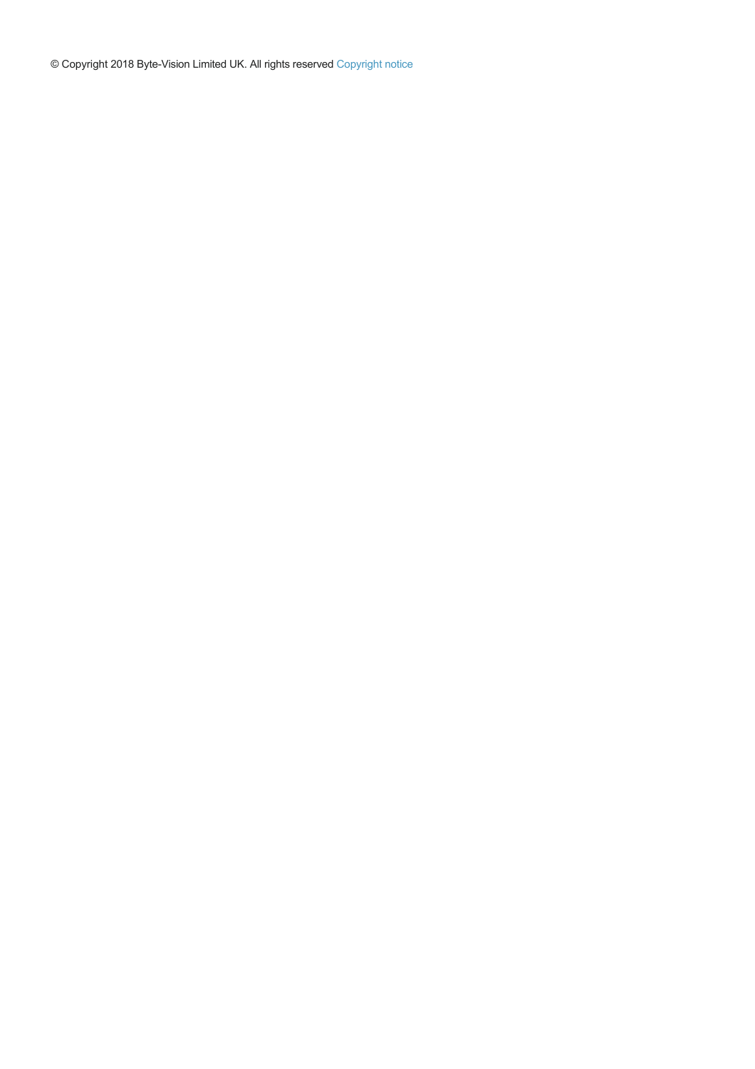© Copyright 2018 Byte-Vision Limited UK. All rights reserved Copyright notice